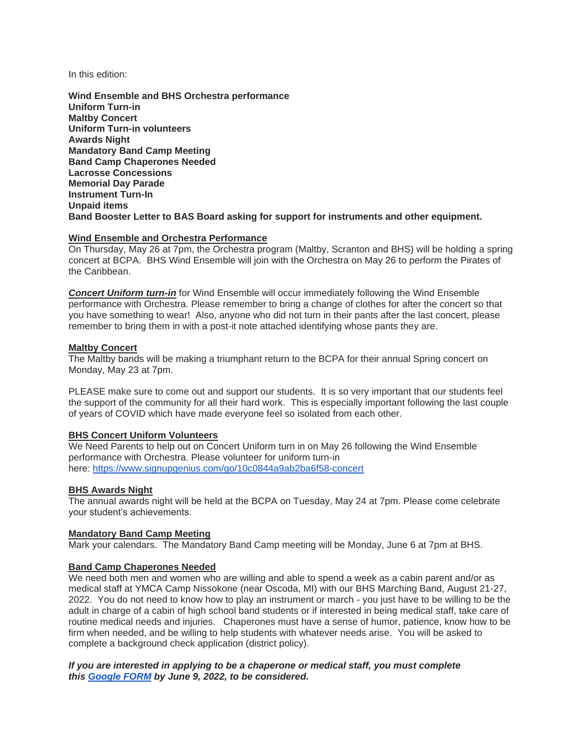In this edition:

**Wind Ensemble and BHS Orchestra performance**
**Uniform Turn-in**
**Maltby Concert**
**Uniform Turn-in volunteers**
**Awards Night**
**Mandatory Band Camp Meeting**
**Band Camp Chaperones Needed**
**Lacrosse Concessions**
**Memorial Day Parade**
**Instrument Turn-In**
**Unpaid items**
**Band Booster Letter to BAS Board asking for support for instruments and other equipment.**

**Wind Ensemble and Orchestra Performance**

On Thursday, May 26 at 7pm, the Orchestra program (Maltby, Scranton and BHS) will be holding a spring concert at BCPA. BHS Wind Ensemble will join with the Orchestra on May 26 to perform the Pirates of the Caribbean.

***Concert Uniform turn-in*** for Wind Ensemble will occur immediately following the Wind Ensemble performance with Orchestra. Please remember to bring a change of clothes for after the concert so that you have something to wear! Also, anyone who did not turn in their pants after the last concert, please remember to bring them in with a post-it note attached identifying whose pants they are.

**Maltby Concert**

The Maltby bands will be making a triumphant return to the BCPA for their annual Spring concert on Monday, May 23 at 7pm.

PLEASE make sure to come out and support our students. It is so very important that our students feel the support of the community for all their hard work. This is especially important following the last couple of years of COVID which have made everyone feel so isolated from each other.

**BHS Concert Uniform Volunteers**

We Need Parents to help out on Concert Uniform turn in on May 26 following the Wind Ensemble performance with Orchestra. Please volunteer for uniform turn-in here: https://www.signupgenius.com/go/10c0844a9ab2ba6f58-concert

**BHS Awards Night**

The annual awards night will be held at the BCPA on Tuesday, May 24 at 7pm. Please come celebrate your student's achievements.

**Mandatory Band Camp Meeting**

Mark your calendars. The Mandatory Band Camp meeting will be Monday, June 6 at 7pm at BHS.

**Band Camp Chaperones Needed**

We need both men and women who are willing and able to spend a week as a cabin parent and/or as medical staff at YMCA Camp Nissokone (near Oscoda, MI) with our BHS Marching Band, August 21-27, 2022. You do not need to know how to play an instrument or march - you just have to be willing to be the adult in charge of a cabin of high school band students or if interested in being medical staff, take care of routine medical needs and injuries. Chaperones must have a sense of humor, patience, know how to be firm when needed, and be willing to help students with whatever needs arise. You will be asked to complete a background check application (district policy).

***If you are interested in applying to be a chaperone or medical staff, you must complete this Google FORM by June 9, 2022, to be considered.***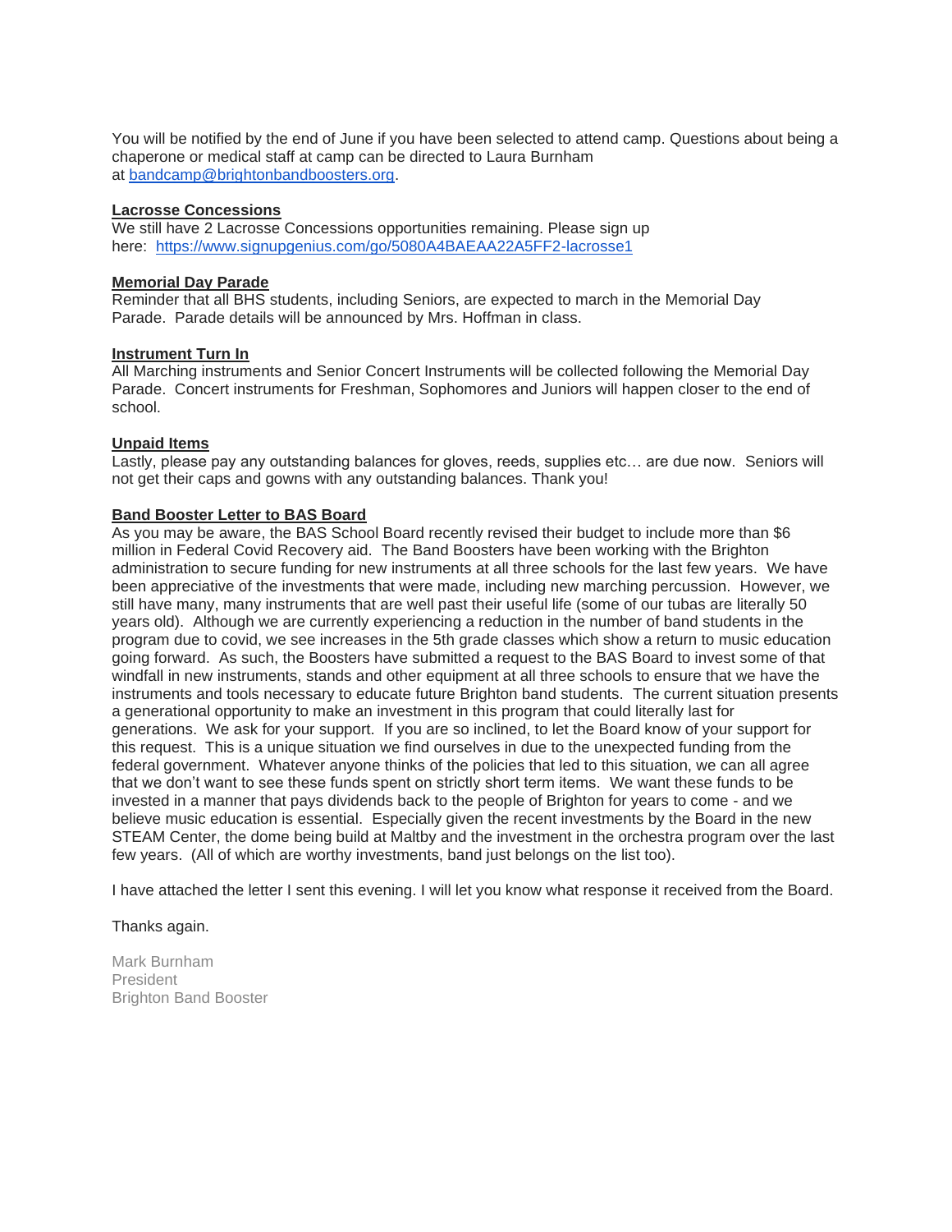You will be notified by the end of June if you have been selected to attend camp. Questions about being a chaperone or medical staff at camp can be directed to Laura Burnham at [bandcamp@brightonbandboosters.org](mailto:bandcamp@brightonbandboosters.org).

**Lacrosse Concessions**

We still have 2 Lacrosse Concessions opportunities remaining. Please sign up here: [https://www.signupgenius.com/go/5080A4BAEAA22A5FF2-lacrosse1](https://www.signupgenius.com/go/5080A4BAEAA22A5FF2-lacrosse1)

**Memorial Day Parade**

Reminder that all BHS students, including Seniors, are expected to march in the Memorial Day Parade. Parade details will be announced by Mrs. Hoffman in class.

**Instrument Turn In**

All Marching instruments and Senior Concert Instruments will be collected following the Memorial Day Parade. Concert instruments for Freshman, Sophomores and Juniors will happen closer to the end of school.

**Unpaid Items**

Lastly, please pay any outstanding balances for gloves, reeds, supplies etc… are due now. Seniors will not get their caps and gowns with any outstanding balances. Thank you!

**Band Booster Letter to BAS Board**

As you may be aware, the BAS School Board recently revised their budget to include more than $6 million in Federal Covid Recovery aid. The Band Boosters have been working with the Brighton administration to secure funding for new instruments at all three schools for the last few years. We have been appreciative of the investments that were made, including new marching percussion. However, we still have many, many instruments that are well past their useful life (some of our tubas are literally 50 years old). Although we are currently experiencing a reduction in the number of band students in the program due to covid, we see increases in the 5th grade classes which show a return to music education going forward. As such, the Boosters have submitted a request to the BAS Board to invest some of that windfall in new instruments, stands and other equipment at all three schools to ensure that we have the instruments and tools necessary to educate future Brighton band students. The current situation presents a generational opportunity to make an investment in this program that could literally last for generations. We ask for your support. If you are so inclined, to let the Board know of your support for this request. This is a unique situation we find ourselves in due to the unexpected funding from the federal government. Whatever anyone thinks of the policies that led to this situation, we can all agree that we don't want to see these funds spent on strictly short term items. We want these funds to be invested in a manner that pays dividends back to the people of Brighton for years to come - and we believe music education is essential. Especially given the recent investments by the Board in the new STEAM Center, the dome being build at Maltby and the investment in the orchestra program over the last few years. (All of which are worthy investments, band just belongs on the list too).

I have attached the letter I sent this evening. I will let you know what response it received from the Board.

Thanks again.

Mark Burnham
President
Brighton Band Booster